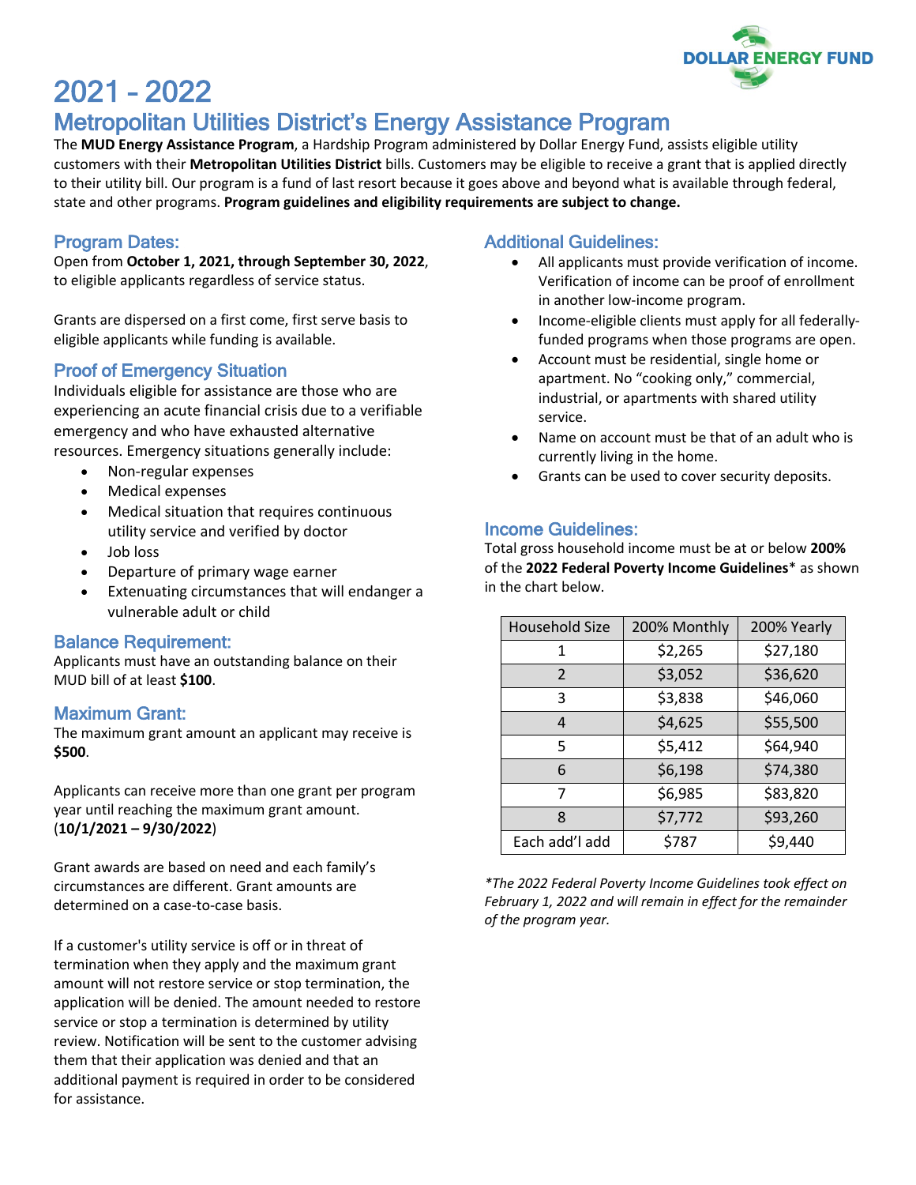DOLLAR ENERGY FUND

# 2021 - 2022

# Metropolitan Utilities District's Energy Assistance Program

The **MUD Energy Assistance Program**, a Hardship Program administered by Dollar Energy Fund, assists eligible utility customers with their **Metropolitan Utilities District** bills. Customers may be eligible to receive a grant that is applied directly to their utility bill. Our program is a fund of last resort because it goes above and beyond what is available through federal, state and other programs. **Program guidelines and eligibility requirements are subject to change.**

## Program Dates:

Open from **October 1, 2021, through September 30, 2022**, to eligible applicants regardless of service status.

Grants are dispersed on a first come, first serve basis to eligible applicants while funding is available.

## Proof of Emergency Situation

Individuals eligible for assistance are those who are experiencing an acute financial crisis due to a verifiable emergency and who have exhausted alternative resources. Emergency situations generally include:

- Non-regular expenses
- Medical expenses
- Medical situation that requires continuous utility service and verified by doctor
- Job loss
- Departure of primary wage earner
- Extenuating circumstances that will endanger a vulnerable adult or child

## Balance Requirement:

Applicants must have an outstanding balance on their MUD bill of at least **$100**.

## Maximum Grant:

The maximum grant amount an applicant may receive is **$500**.

Applicants can receive more than one grant per program year until reaching the maximum grant amount. (**10/1/2021 – 9/30/2022**)

Grant awards are based on need and each family's circumstances are different. Grant amounts are determined on a case-to-case basis.

If a customer's utility service is off or in threat of termination when they apply and the maximum grant amount will not restore service or stop termination, the application will be denied. The amount needed to restore service or stop a termination is determined by utility review. Notification will be sent to the customer advising them that their application was denied and that an additional payment is required in order to be considered for assistance.

## Additional Guidelines:

- All applicants must provide verification of income. Verification of income can be proof of enrollment in another low-income program.
- Income-eligible clients must apply for all federally-funded programs when those programs are open.
- Account must be residential, single home or apartment. No "cooking only," commercial, industrial, or apartments with shared utility service.
- Name on account must be that of an adult who is currently living in the home.
- Grants can be used to cover security deposits.

## Income Guidelines:

Total gross household income must be at or below **200%** of the **2022 Federal Poverty Income Guidelines*** as shown in the chart below.

| Household Size | 200% Monthly | 200% Yearly |
|---|---|---|
| 1 | $2,265 | $27,180 |
| 2 | $3,052 | $36,620 |
| 3 | $3,838 | $46,060 |
| 4 | $4,625 | $55,500 |
| 5 | $5,412 | $64,940 |
| 6 | $6,198 | $74,380 |
| 7 | $6,985 | $83,820 |
| 8 | $7,772 | $93,260 |
| Each add'l add | $787 | $9,440 |

*\*The 2022 Federal Poverty Income Guidelines took effect on February 1, 2022 and will remain in effect for the remainder of the program year.*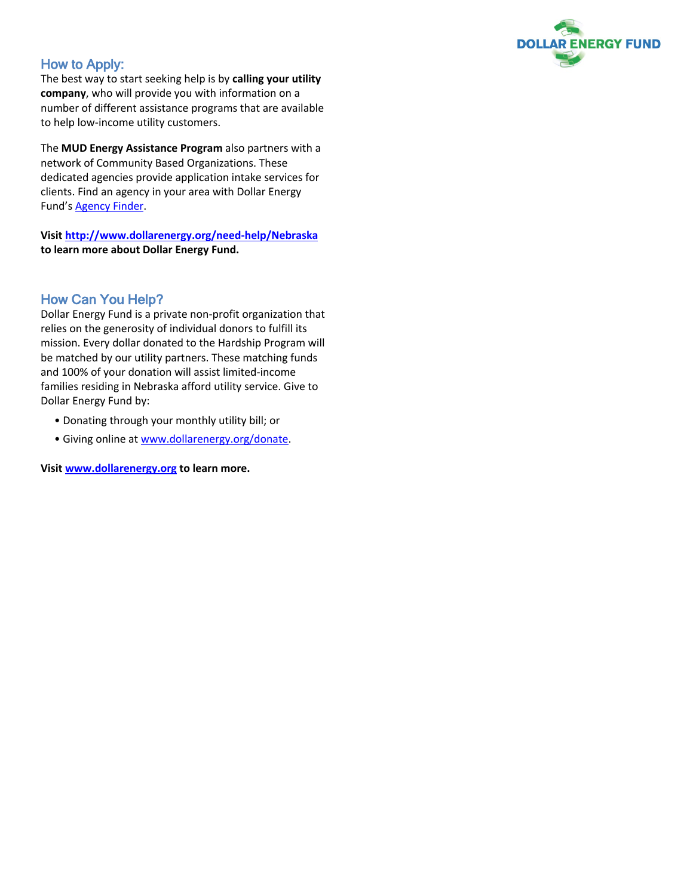## How to Apply:

The best way to start seeking help is by **calling your utility company**, who will provide you with information on a number of different assistance programs that are available to help low-income utility customers.

The **MUD Energy Assistance Program** also partners with a network of Community Based Organizations. These dedicated agencies provide application intake services for clients. Find an agency in your area with Dollar Energy Fund's Agency Finder.

**Visit http://www.dollarenergy.org/need-help/Nebraska to learn more about Dollar Energy Fund.**

## How Can You Help?

Dollar Energy Fund is a private non-profit organization that relies on the generosity of individual donors to fulfill its mission. Every dollar donated to the Hardship Program will be matched by our utility partners. These matching funds and 100% of your donation will assist limited-income families residing in Nebraska afford utility service. Give to Dollar Energy Fund by:

- Donating through your monthly utility bill; or
- Giving online at www.dollarenergy.org/donate.

**Visit www.dollarenergy.org to learn more.**